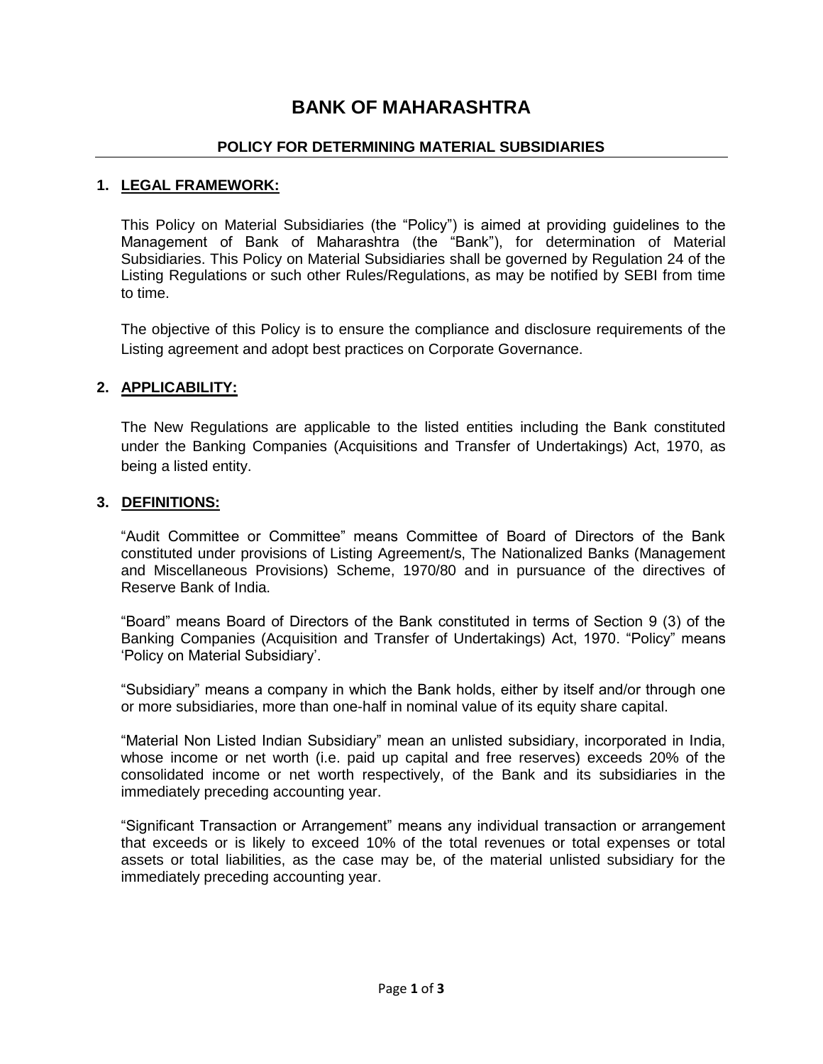# BANK OF MAHARASHTRA

## POLICY FOR DETERMINING MATERIAL SUBSIDIARIES

### 1. LEGAL FRAMEWORK:

This Policy on Material Subsidiaries (the "Policy") is aimed at providing guidelines to the Management of Bank of Maharashtra (the "Bank"), for determination of Material Subsidiaries. This Policy on Material Subsidiaries shall be governed by Regulation 24 of the Listing Regulations or such other Rules/Regulations, as may be notified by SEBI from time to time.

The objective of this Policy is to ensure the compliance and disclosure requirements of the Listing agreement and adopt best practices on Corporate Governance.

### 2. APPLICABILITY:

The New Regulations are applicable to the listed entities including the Bank constituted under the Banking Companies (Acquisitions and Transfer of Undertakings) Act, 1970, as being a listed entity.

### 3. DEFINITIONS:

"Audit Committee or Committee" means Committee of Board of Directors of the Bank constituted under provisions of Listing Agreement/s, The Nationalized Banks (Management and Miscellaneous Provisions) Scheme, 1970/80 and in pursuance of the directives of Reserve Bank of India.

"Board" means Board of Directors of the Bank constituted in terms of Section 9 (3) of the Banking Companies (Acquisition and Transfer of Undertakings) Act, 1970. "Policy" means 'Policy on Material Subsidiary'.

"Subsidiary" means a company in which the Bank holds, either by itself and/or through one or more subsidiaries, more than one-half in nominal value of its equity share capital.

"Material Non Listed Indian Subsidiary" mean an unlisted subsidiary, incorporated in India, whose income or net worth (i.e. paid up capital and free reserves) exceeds 20% of the consolidated income or net worth respectively, of the Bank and its subsidiaries in the immediately preceding accounting year.

"Significant Transaction or Arrangement" means any individual transaction or arrangement that exceeds or is likely to exceed 10% of the total revenues or total expenses or total assets or total liabilities, as the case may be, of the material unlisted subsidiary for the immediately preceding accounting year.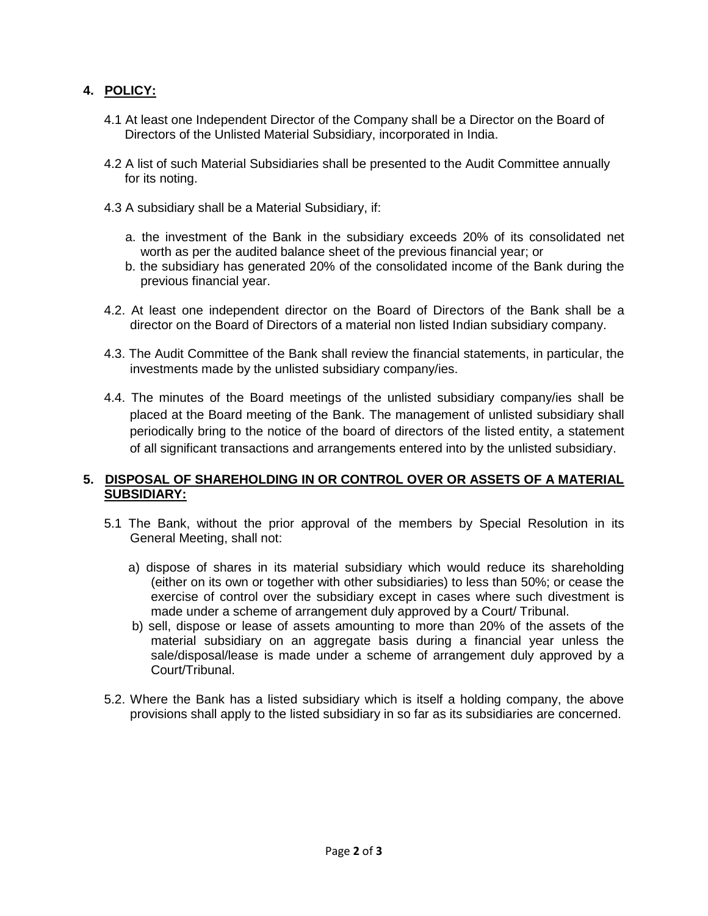## 4. POLICY:

4.1 At least one Independent Director of the Company shall be a Director on the Board of Directors of the Unlisted Material Subsidiary, incorporated in India.

4.2 A list of such Material Subsidiaries shall be presented to the Audit Committee annually for its noting.

4.3 A subsidiary shall be a Material Subsidiary, if:

a. the investment of the Bank in the subsidiary exceeds 20% of its consolidated net worth as per the audited balance sheet of the previous financial year; or

b. the subsidiary has generated 20% of the consolidated income of the Bank during the previous financial year.

4.2. At least one independent director on the Board of Directors of the Bank shall be a director on the Board of Directors of a material non listed Indian subsidiary company.

4.3. The Audit Committee of the Bank shall review the financial statements, in particular, the investments made by the unlisted subsidiary company/ies.

4.4. The minutes of the Board meetings of the unlisted subsidiary company/ies shall be placed at the Board meeting of the Bank. The management of unlisted subsidiary shall periodically bring to the notice of the board of directors of the listed entity, a statement of all significant transactions and arrangements entered into by the unlisted subsidiary.

## 5. DISPOSAL OF SHAREHOLDING IN OR CONTROL OVER OR ASSETS OF A MATERIAL SUBSIDIARY:

5.1 The Bank, without the prior approval of the members by Special Resolution in its General Meeting, shall not:

a) dispose of shares in its material subsidiary which would reduce its shareholding (either on its own or together with other subsidiaries) to less than 50%; or cease the exercise of control over the subsidiary except in cases where such divestment is made under a scheme of arrangement duly approved by a Court/ Tribunal.

b) sell, dispose or lease of assets amounting to more than 20% of the assets of the material subsidiary on an aggregate basis during a financial year unless the sale/disposal/lease is made under a scheme of arrangement duly approved by a Court/Tribunal.

5.2. Where the Bank has a listed subsidiary which is itself a holding company, the above provisions shall apply to the listed subsidiary in so far as its subsidiaries are concerned.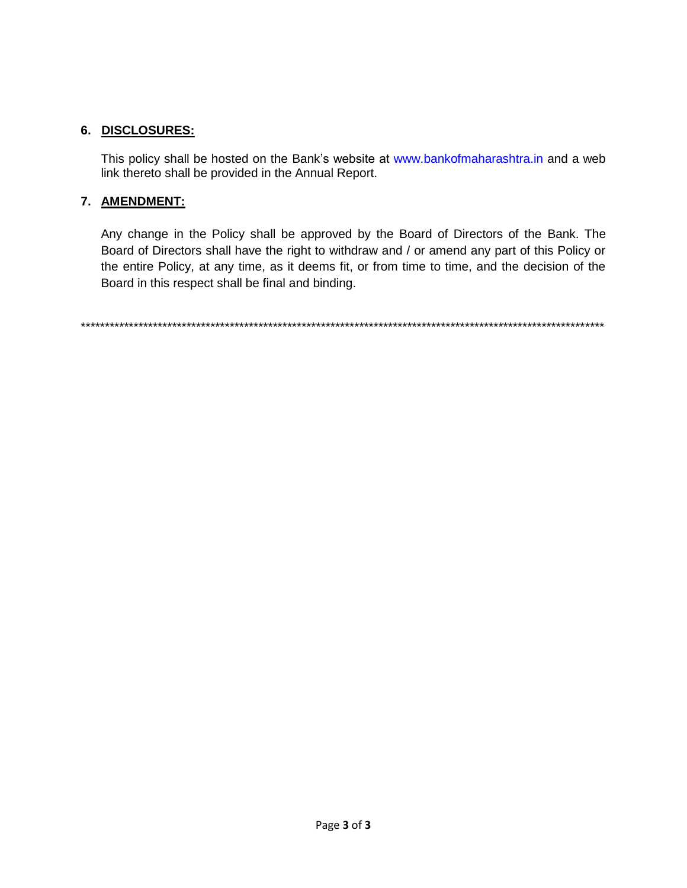## 6. DISCLOSURES:

This policy shall be hosted on the Bank's website at www.bankofmaharashtra.in and a web link thereto shall be provided in the Annual Report.

## 7. AMENDMENT:

Any change in the Policy shall be approved by the Board of Directors of the Bank. The Board of Directors shall have the right to withdraw and / or amend any part of this Policy or the entire Policy, at any time, as it deems fit, or from time to time, and the decision of the Board in this respect shall be final and binding.

***************************************************************************************************************